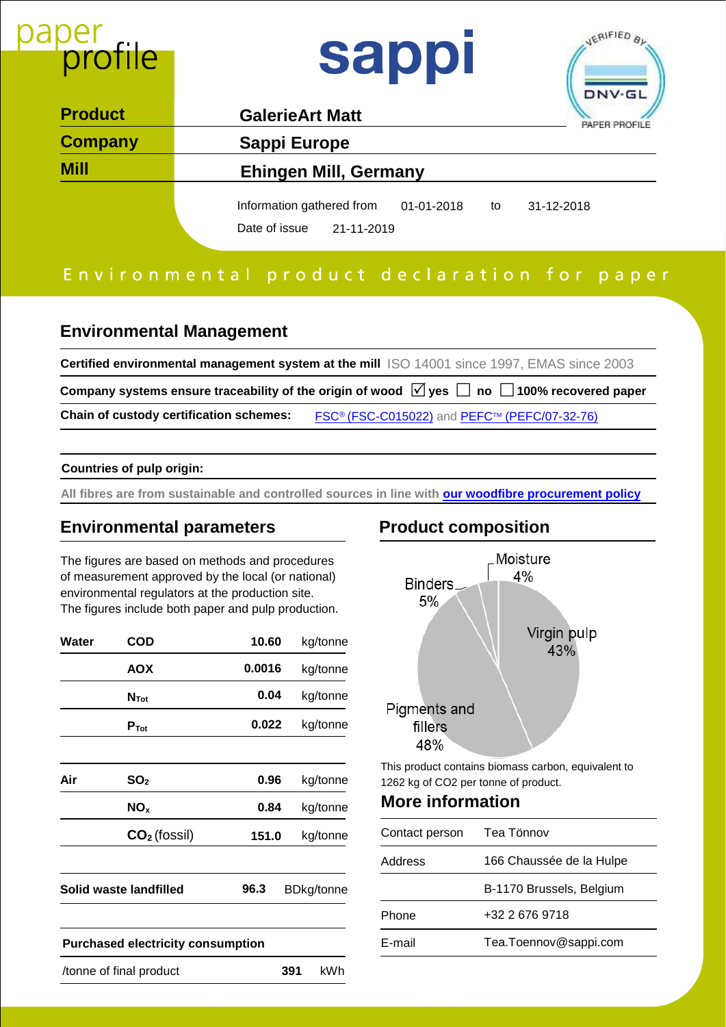paper profile

# sappi

VERIFIED BY DNV·GL PAPER PROFILE

| | |
|---|---|
| **Product** | **GalerieArt Matt** |
| **Company** | **Sappi Europe** |
| **Mill** | **Ehingen Mill, Germany** |

Information gathered from 01-01-2018 to 31-12-2018

Date of issue 21-11-2019

## Environmental product declaration for paper

### Environmental Management

**Certified environmental management system at the mill** ISO 14001 since 1997, EMAS since 2003

**Company systems ensure traceability of the origin of wood** ☑ yes ☐ no ☐ 100% recovered paper

**Chain of custody certification schemes:** FSC® (FSC-C015022) and PEFC™ (PEFC/07-32-76)

**Countries of pulp origin:**

**All fibres are from sustainable and controlled sources in line with our woodfibre procurement policy**

### Environmental parameters

The figures are based on methods and procedures of measurement approved by the local (or national) environmental regulators at the production site. The figures include both paper and pulp production.

| | | | |
|---|---|---|---|
| **Water** | **COD** | **10.60** | kg/tonne |
| | **AOX** | **0.0016** | kg/tonne |
| | $N_{Tot}$ | **0.04** | kg/tonne |
| | $P_{Tot}$ | **0.022** | kg/tonne |
| **Air** | $SO_2$ | **0.96** | kg/tonne |
| | $NO_x$ | **0.84** | kg/tonne |
| | $CO_2$ (fossil) | **151.0** | kg/tonne |
| **Solid waste landfilled** | | **96.3** | BDkg/tonne |

| **Purchased electricity consumption** | | |
|---|---|---|
| /tonne of final product | **391** | kWh |

### Product composition

- Moisture 4%
- Binders 5%
- Virgin pulp 43%
- Pigments and fillers 48%

This product contains biomass carbon, equivalent to 1262 kg of CO2 per tonne of product.

### More information

| | |
|---|---|
| Contact person | Tea Tönnov |
| Address | 166 Chaussée de la Hulpe |
| | B-1170 Brussels, Belgium |
| Phone | +32 2 676 9718 |
| E-mail | Tea.Toennov@sappi.com |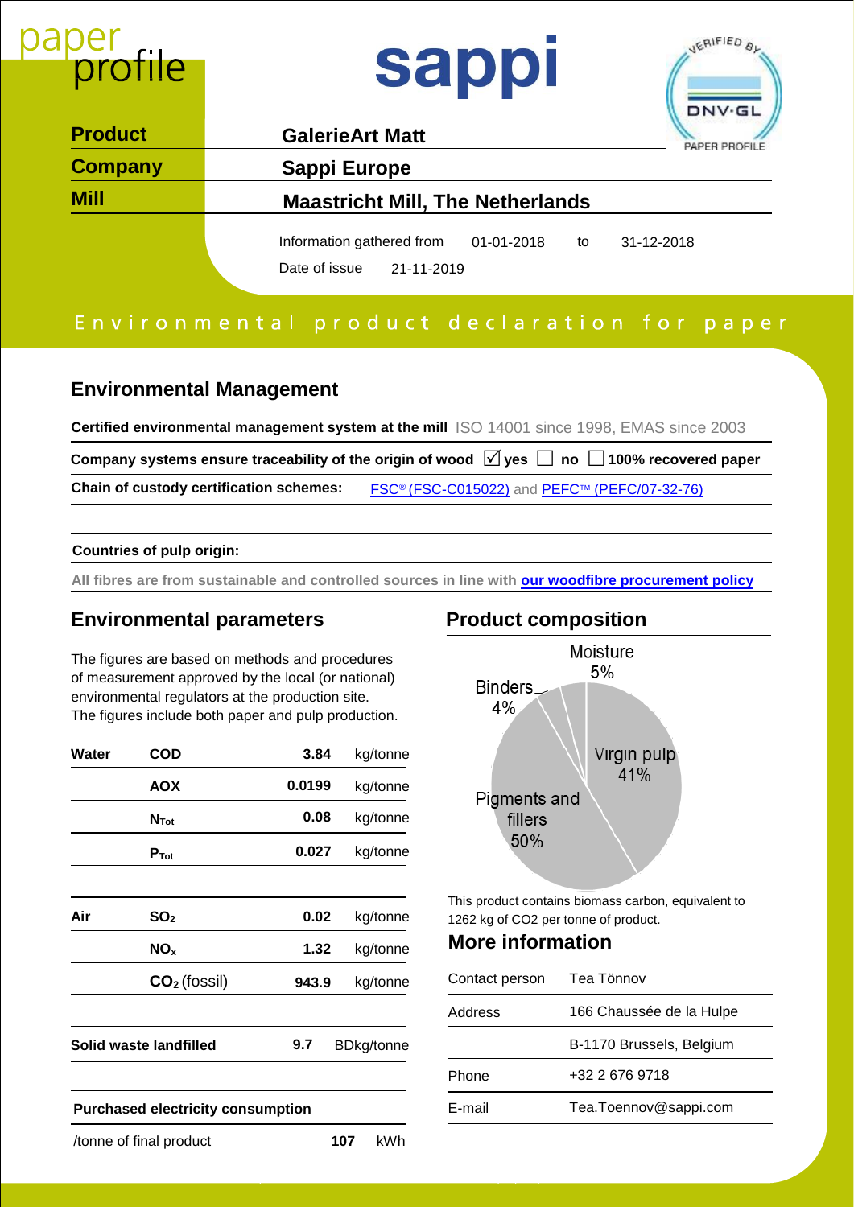paper profile

# sappi

VERIFIED BY DNV·GL PAPER PROFILE

| | |
|---|---|
| **Product** | **GalerieArt Matt** |
| **Company** | **Sappi Europe** |
| **Mill** | **Maastricht Mill, The Netherlands** |

Information gathered from 01-01-2018 to 31-12-2018

Date of issue 21-11-2019

## Environmental product declaration for paper

## Environmental Management

**Certified environmental management system at the mill** ISO 14001 since 1998, EMAS since 2003

**Company systems ensure traceability of the origin of wood** ☑ **yes** ☐ **no** ☐ **100% recovered paper**

**Chain of custody certification schemes:** FSC® (FSC-C015022) and PEFC™ (PEFC/07-32-76)

**Countries of pulp origin:**

**All fibres are from sustainable and controlled sources in line with our woodfibre procurement policy**

## Environmental parameters

The figures are based on methods and procedures of measurement approved by the local (or national) environmental regulators at the production site. The figures include both paper and pulp production.

| | | | |
|---|---|---|---|
| **Water** | **COD** | **3.84** | kg/tonne |
| | **AOX** | **0.0199** | kg/tonne |
| | **$N_{Tot}$** | **0.08** | kg/tonne |
| | **$P_{Tot}$** | **0.027** | kg/tonne |
| **Air** | **$SO_2$** | **0.02** | kg/tonne |
| | **$NO_x$** | **1.32** | kg/tonne |
| | **$CO_2$** (fossil) | **943.9** | kg/tonne |
| **Solid waste landfilled** | | **9.7** | BDkg/tonne |

| | | |
|---|---|---|
| **Purchased electricity consumption** | | |
| /tonne of final product | **107** | kWh |

## Product composition

Moisture 5%

Binders 4%

Virgin pulp 41%

Pigments and fillers 50%

This product contains biomass carbon, equivalent to 1262 kg of CO2 per tonne of product.

## More information

| | |
|---|---|
| Contact person | Tea Tönnov |
| Address | 166 Chaussée de la Hulpe |
| | B-1170 Brussels, Belgium |
| Phone | +32 2 676 9718 |
| E-mail | Tea.Toennov@sappi.com |